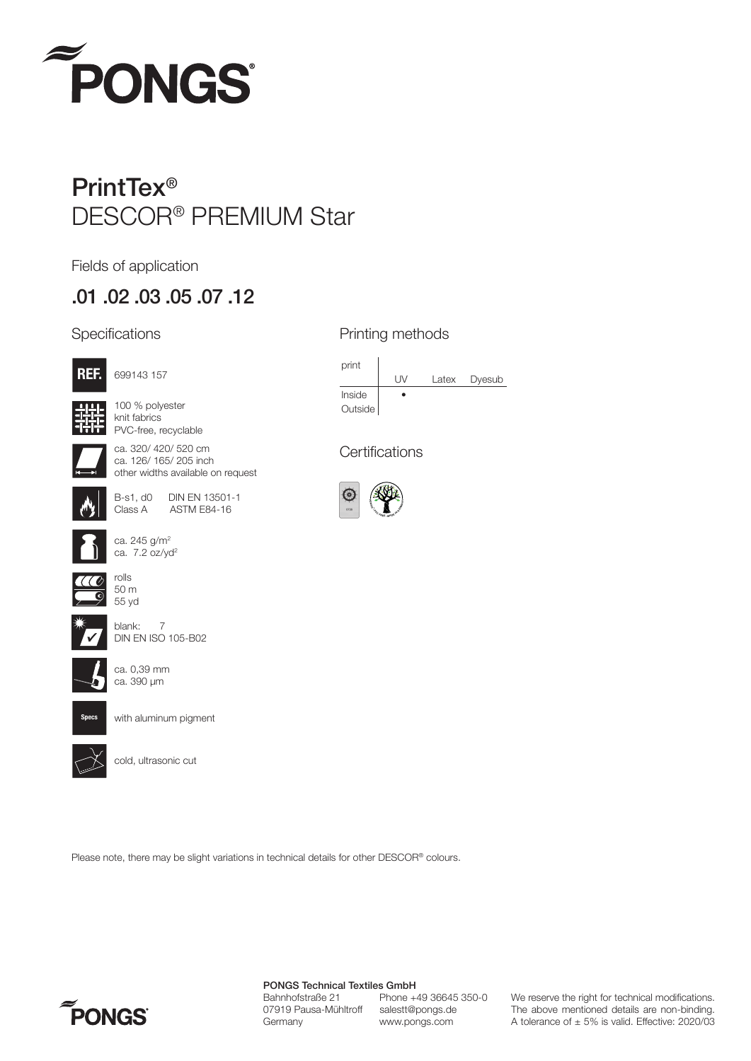# PONGS®

## PrintTex®
## DESCOR® PREMIUM Star

Fields of application

### .01 .02 .03 .05 .07 .12

### Specifications

REF. 699143 157

100 % polyester
knit fabrics
PVC-free, recyclable

ca. 320/ 420/ 520 cm
ca. 126/ 165/ 205 inch
other widths available on request

B-s1, d0 DIN EN 13501-1
Class A ASTM E84-16

ca. 245 g/m²
ca. 7.2 oz/yd²

rolls
50 m
55 yd

blank: 7
DIN EN ISO 105-B02

ca. 0,39 mm
ca. 390 µm

Specs: with aluminum pigment

cold, ultrasonic cut

### Printing methods

| print | UV | Latex | Dyesub |
|---|---|---|---|
| Inside | • | | |
| Outside | | | |

### Certifications

Please note, there may be slight variations in technical details for other DESCOR® colours.

**PONGS Technical Textiles GmbH**
Bahnhofstraße 21
07919 Pausa-Mühltroff
Germany

Phone +49 36645 350-0
salestt@pongs.de
www.pongs.com

We reserve the right for technical modifications. The above mentioned details are non-binding. A tolerance of ± 5% is valid. Effective: 2020/03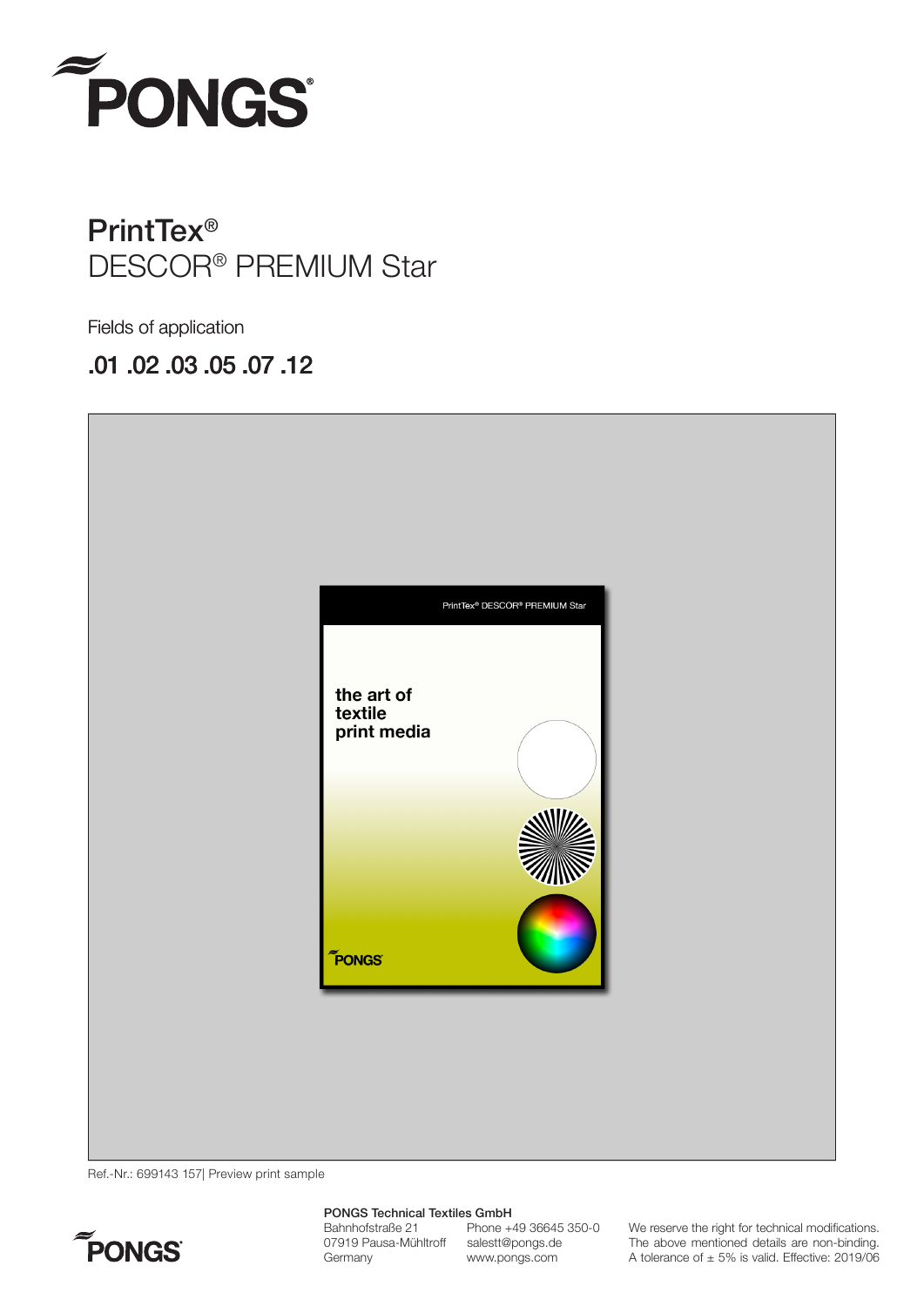# PrintTex®

## DESCOR® PREMIUM Star

Fields of application

**.01 .02 .03 .05 .07 .12**

Ref.-Nr.: 699143 157| Preview print sample

**PONGS Technical Textiles GmbH**
Bahnhofstraße 21
07919 Pausa-Mühltroff
Germany

Phone +49 36645 350-0
salestt@pongs.de
www.pongs.com

We reserve the right for technical modifications. The above mentioned details are non-binding. A tolerance of ± 5% is valid. Effective: 2019/06